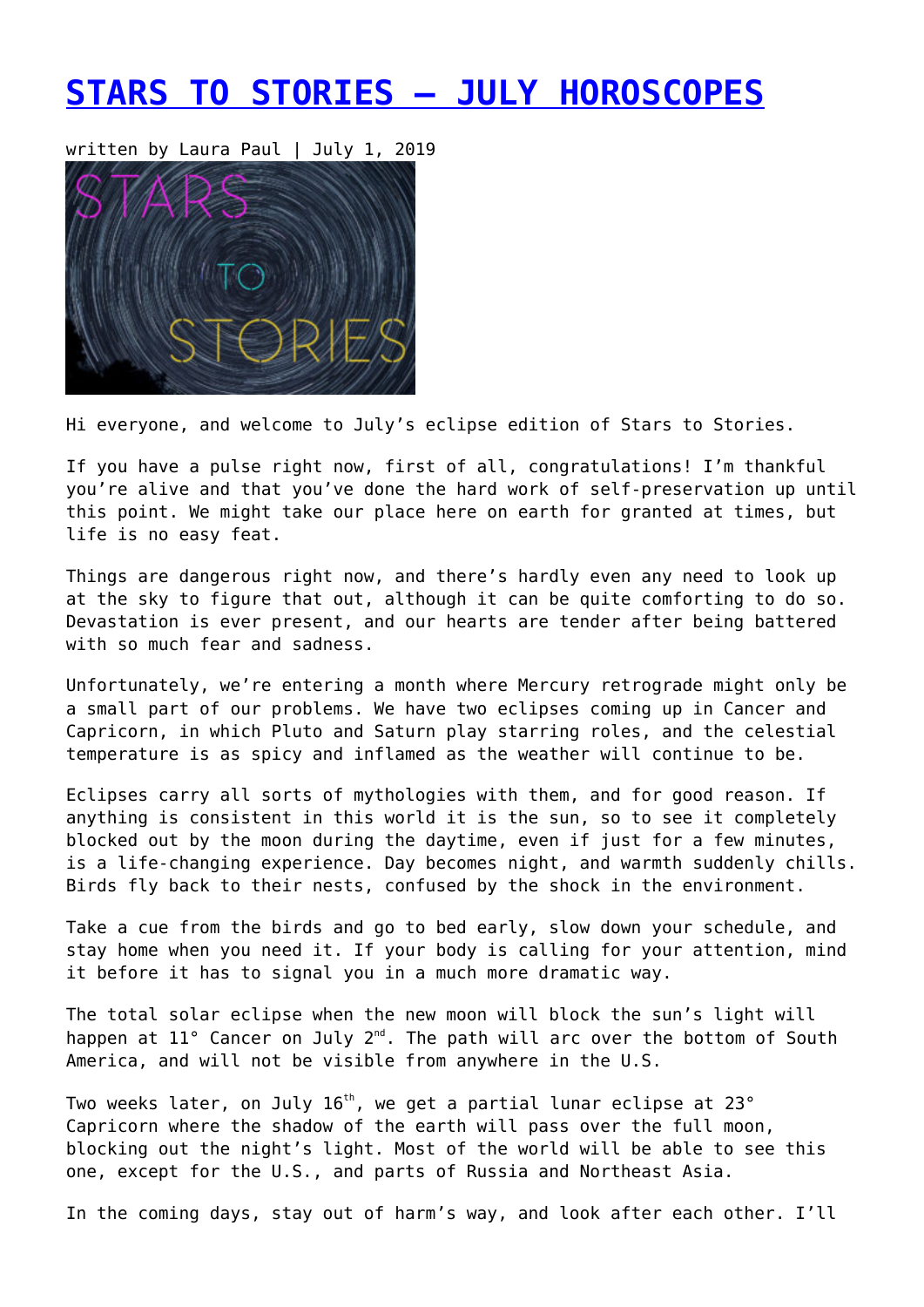# [STARS TO STORIES – JULY HOROSCOPES]

written by Laura Paul | July 1, 2019

Hi everyone, and welcome to July's eclipse edition of Stars to Stories.

If you have a pulse right now, first of all, congratulations! I'm thankful you're alive and that you've done the hard work of self-preservation up until this point. We might take our place here on earth for granted at times, but life is no easy feat.

Things are dangerous right now, and there's hardly even any need to look up at the sky to figure that out, although it can be quite comforting to do so. Devastation is ever present, and our hearts are tender after being battered with so much fear and sadness.

Unfortunately, we're entering a month where Mercury retrograde might only be a small part of our problems. We have two eclipses coming up in Cancer and Capricorn, in which Pluto and Saturn play starring roles, and the celestial temperature is as spicy and inflamed as the weather will continue to be.

Eclipses carry all sorts of mythologies with them, and for good reason. If anything is consistent in this world it is the sun, so to see it completely blocked out by the moon during the daytime, even if just for a few minutes, is a life-changing experience. Day becomes night, and warmth suddenly chills. Birds fly back to their nests, confused by the shock in the environment.

Take a cue from the birds and go to bed early, slow down your schedule, and stay home when you need it. If your body is calling for your attention, mind it before it has to signal you in a much more dramatic way.

The total solar eclipse when the new moon will block the sun's light will happen at 11° Cancer on July 2nd. The path will arc over the bottom of South America, and will not be visible from anywhere in the U.S.

Two weeks later, on July 16th, we get a partial lunar eclipse at 23° Capricorn where the shadow of the earth will pass over the full moon, blocking out the night's light. Most of the world will be able to see this one, except for the U.S., and parts of Russia and Northeast Asia.

In the coming days, stay out of harm's way, and look after each other. I'll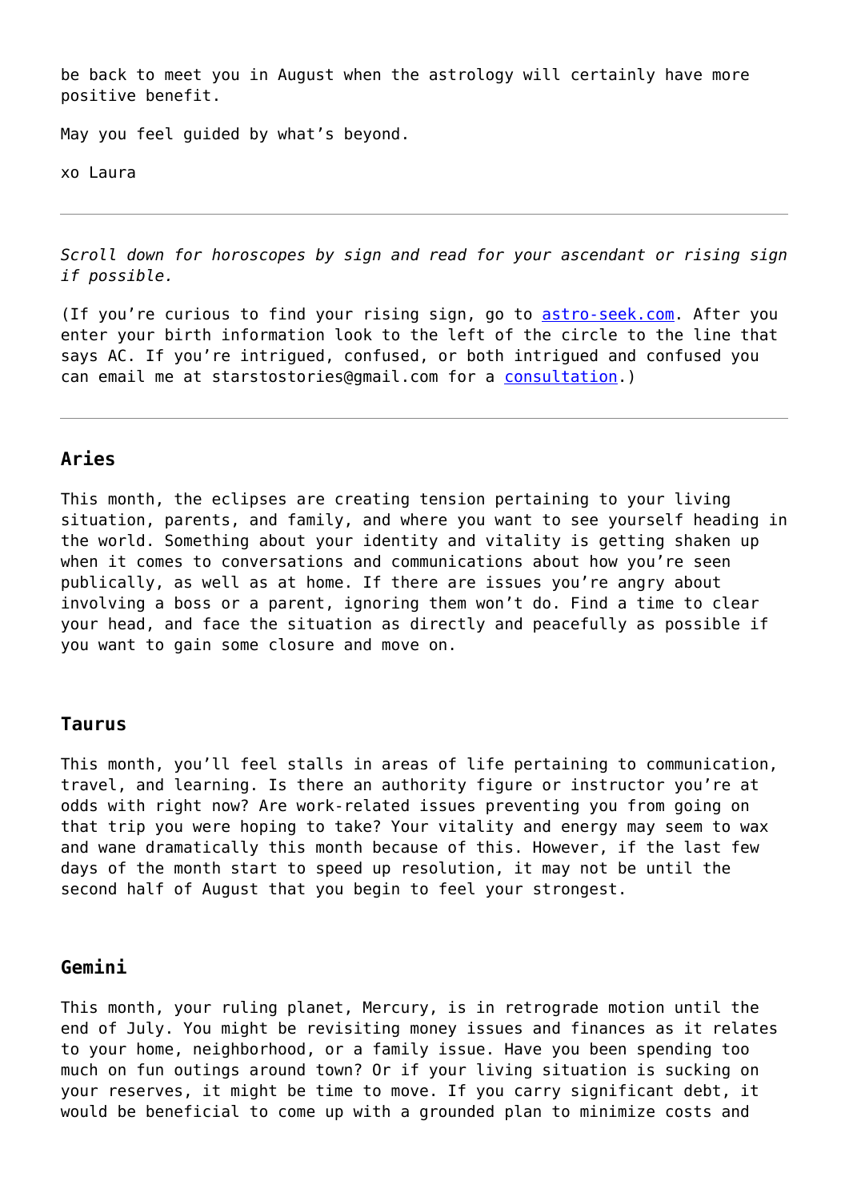be back to meet you in August when the astrology will certainly have more positive benefit.

May you feel guided by what's beyond.

xo Laura

---

*Scroll down for horoscopes by sign and read for your ascendant or rising sign if possible.*

(If you're curious to find your rising sign, go to [astro-seek.com](astro-seek.com). After you enter your birth information look to the left of the circle to the line that says AC. If you're intrigued, confused, or both intrigued and confused you can email me at starstostories@gmail.com for a [consultation](consultation).)

---

### Aries

This month, the eclipses are creating tension pertaining to your living situation, parents, and family, and where you want to see yourself heading in the world. Something about your identity and vitality is getting shaken up when it comes to conversations and communications about how you're seen publically, as well as at home. If there are issues you're angry about involving a boss or a parent, ignoring them won't do. Find a time to clear your head, and face the situation as directly and peacefully as possible if you want to gain some closure and move on.

### Taurus

This month, you'll feel stalls in areas of life pertaining to communication, travel, and learning. Is there an authority figure or instructor you're at odds with right now? Are work-related issues preventing you from going on that trip you were hoping to take? Your vitality and energy may seem to wax and wane dramatically this month because of this. However, if the last few days of the month start to speed up resolution, it may not be until the second half of August that you begin to feel your strongest.

### Gemini

This month, your ruling planet, Mercury, is in retrograde motion until the end of July. You might be revisiting money issues and finances as it relates to your home, neighborhood, or a family issue. Have you been spending too much on fun outings around town? Or if your living situation is sucking on your reserves, it might be time to move. If you carry significant debt, it would be beneficial to come up with a grounded plan to minimize costs and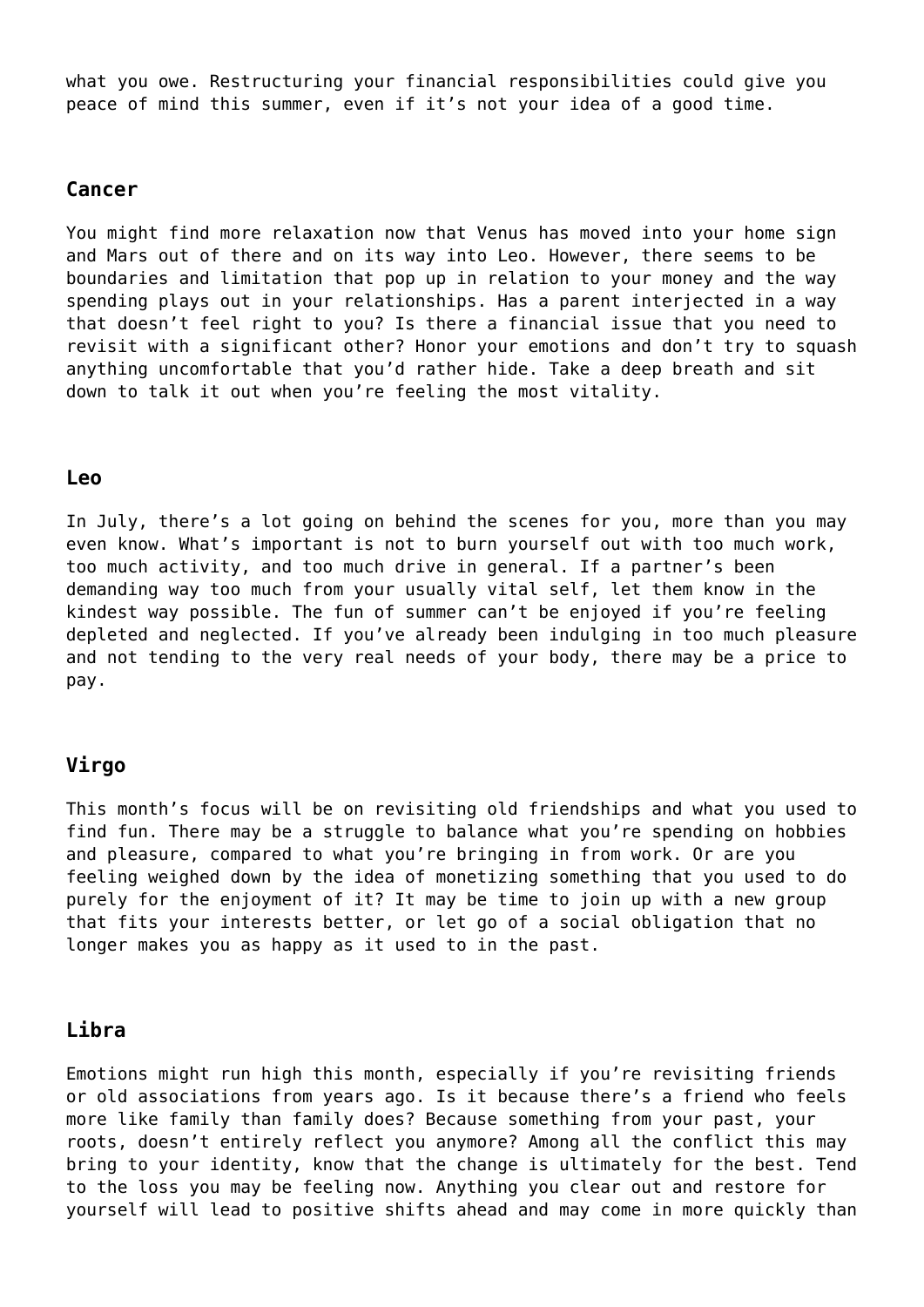what you owe. Restructuring your financial responsibilities could give you peace of mind this summer, even if it's not your idea of a good time.

### Cancer

You might find more relaxation now that Venus has moved into your home sign and Mars out of there and on its way into Leo. However, there seems to be boundaries and limitation that pop up in relation to your money and the way spending plays out in your relationships. Has a parent interjected in a way that doesn't feel right to you? Is there a financial issue that you need to revisit with a significant other? Honor your emotions and don't try to squash anything uncomfortable that you'd rather hide. Take a deep breath and sit down to talk it out when you're feeling the most vitality.

### Leo

In July, there's a lot going on behind the scenes for you, more than you may even know. What's important is not to burn yourself out with too much work, too much activity, and too much drive in general. If a partner's been demanding way too much from your usually vital self, let them know in the kindest way possible. The fun of summer can't be enjoyed if you're feeling depleted and neglected. If you've already been indulging in too much pleasure and not tending to the very real needs of your body, there may be a price to pay.

### Virgo

This month's focus will be on revisiting old friendships and what you used to find fun. There may be a struggle to balance what you're spending on hobbies and pleasure, compared to what you're bringing in from work. Or are you feeling weighed down by the idea of monetizing something that you used to do purely for the enjoyment of it? It may be time to join up with a new group that fits your interests better, or let go of a social obligation that no longer makes you as happy as it used to in the past.

### Libra

Emotions might run high this month, especially if you're revisiting friends or old associations from years ago. Is it because there's a friend who feels more like family than family does? Because something from your past, your roots, doesn't entirely reflect you anymore? Among all the conflict this may bring to your identity, know that the change is ultimately for the best. Tend to the loss you may be feeling now. Anything you clear out and restore for yourself will lead to positive shifts ahead and may come in more quickly than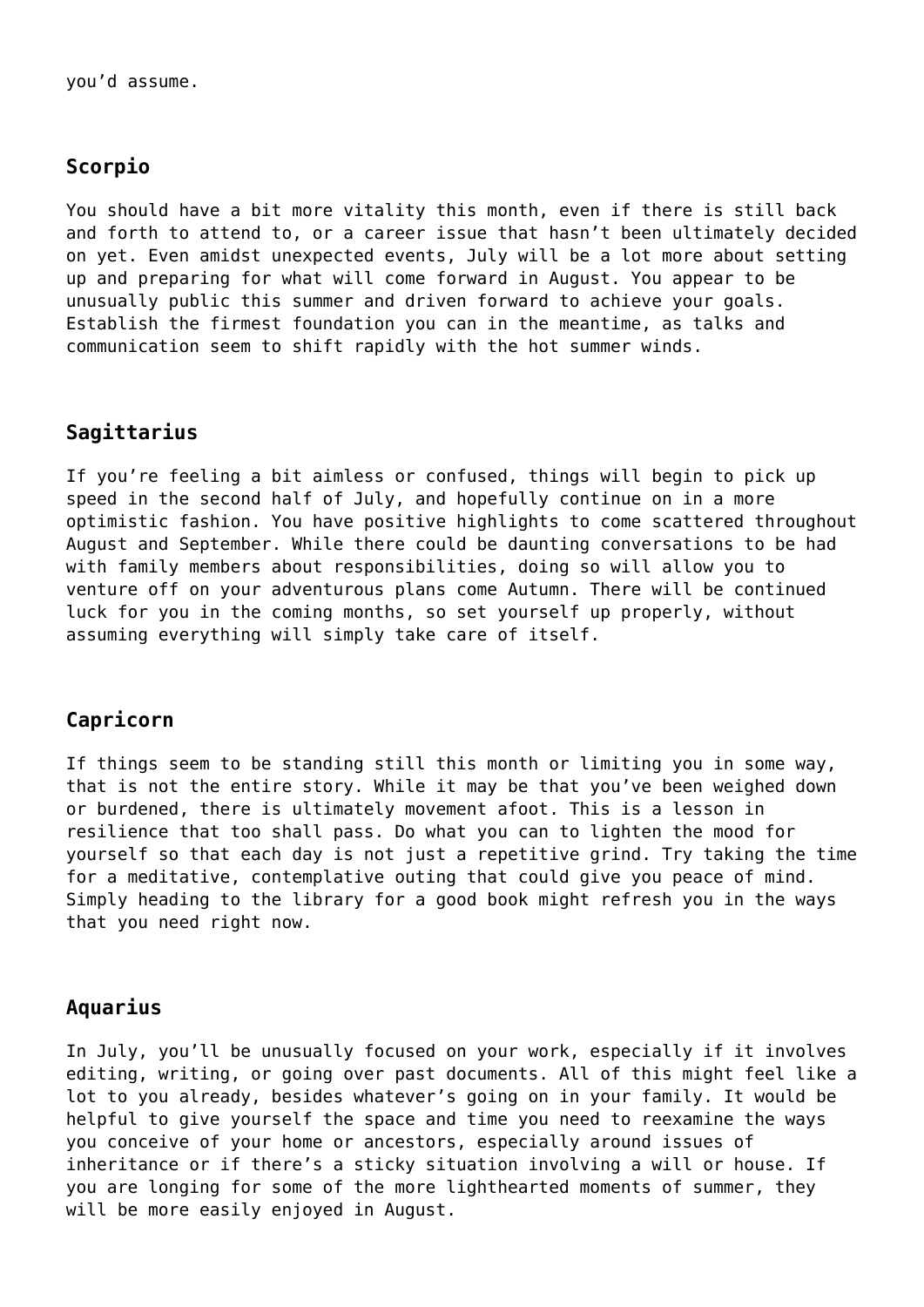you'd assume.

## Scorpio

You should have a bit more vitality this month, even if there is still back and forth to attend to, or a career issue that hasn't been ultimately decided on yet. Even amidst unexpected events, July will be a lot more about setting up and preparing for what will come forward in August. You appear to be unusually public this summer and driven forward to achieve your goals. Establish the firmest foundation you can in the meantime, as talks and communication seem to shift rapidly with the hot summer winds.

## Sagittarius

If you're feeling a bit aimless or confused, things will begin to pick up speed in the second half of July, and hopefully continue on in a more optimistic fashion. You have positive highlights to come scattered throughout August and September. While there could be daunting conversations to be had with family members about responsibilities, doing so will allow you to venture off on your adventurous plans come Autumn. There will be continued luck for you in the coming months, so set yourself up properly, without assuming everything will simply take care of itself.

## Capricorn

If things seem to be standing still this month or limiting you in some way, that is not the entire story. While it may be that you've been weighed down or burdened, there is ultimately movement afoot. This is a lesson in resilience that too shall pass. Do what you can to lighten the mood for yourself so that each day is not just a repetitive grind. Try taking the time for a meditative, contemplative outing that could give you peace of mind. Simply heading to the library for a good book might refresh you in the ways that you need right now.

## Aquarius

In July, you'll be unusually focused on your work, especially if it involves editing, writing, or going over past documents. All of this might feel like a lot to you already, besides whatever's going on in your family. It would be helpful to give yourself the space and time you need to reexamine the ways you conceive of your home or ancestors, especially around issues of inheritance or if there's a sticky situation involving a will or house. If you are longing for some of the more lighthearted moments of summer, they will be more easily enjoyed in August.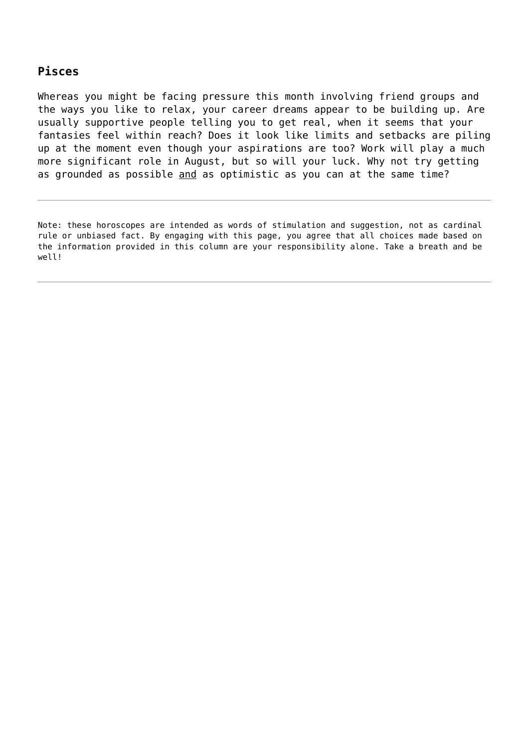## Pisces

Whereas you might be facing pressure this month involving friend groups and the ways you like to relax, your career dreams appear to be building up. Are usually supportive people telling you to get real, when it seems that your fantasies feel within reach? Does it look like limits and setbacks are piling up at the moment even though your aspirations are too? Work will play a much more significant role in August, but so will your luck. Why not try getting as grounded as possible <u>and</u> as optimistic as you can at the same time?

---

Note: these horoscopes are intended as words of stimulation and suggestion, not as cardinal rule or unbiased fact. By engaging with this page, you agree that all choices made based on the information provided in this column are your responsibility alone. Take a breath and be well!

---